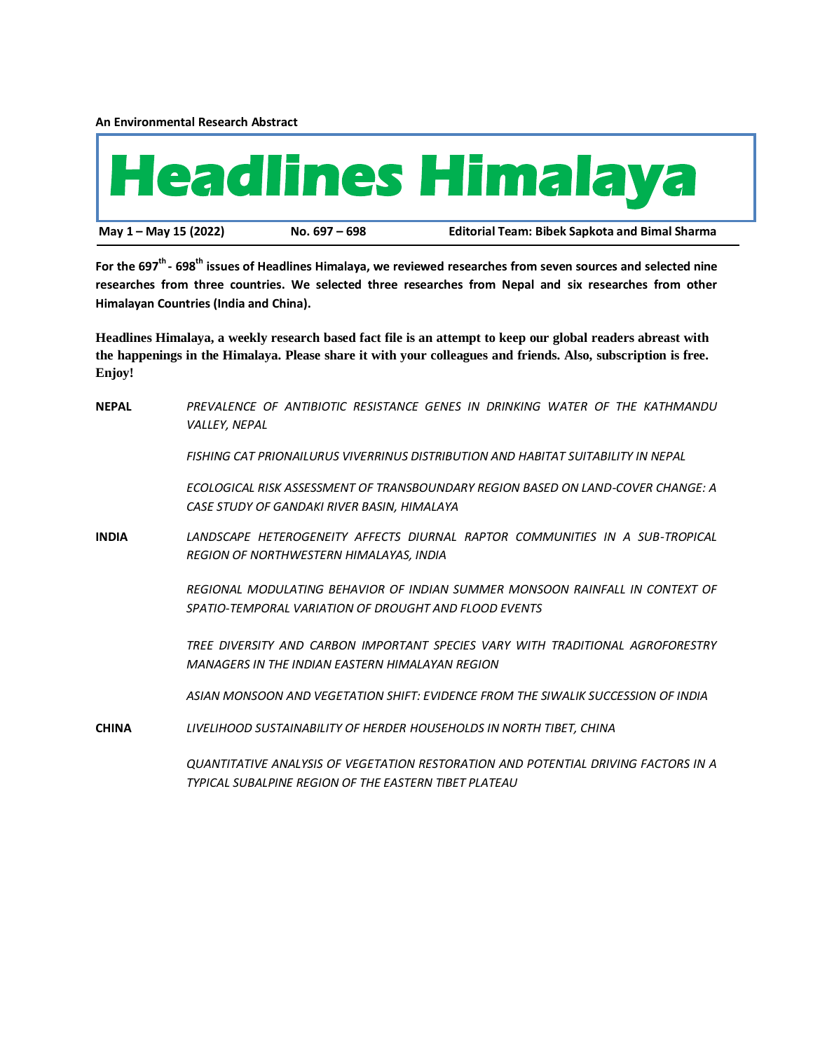**An Environmental Research Abstract**

# Headlines Himalaya

**May 1 – May 15 (2022)** **No. 697 – 698** **Editorial Team: Bibek Sapkota and Bimal Sharma**

**For the 697th - 698th issues of Headlines Himalaya, we reviewed researches from seven sources and selected nine researches from three countries. We selected three researches from Nepal and six researches from other Himalayan Countries (India and China).**

**Headlines Himalaya, a weekly research based fact file is an attempt to keep our global readers abreast with the happenings in the Himalaya. Please share it with your colleagues and friends. Also, subscription is free. Enjoy!**

**NEPAL**

*PREVALENCE OF ANTIBIOTIC RESISTANCE GENES IN DRINKING WATER OF THE KATHMANDU VALLEY, NEPAL*

*FISHING CAT PRIONAILURUS VIVERRINUS DISTRIBUTION AND HABITAT SUITABILITY IN NEPAL*

*ECOLOGICAL RISK ASSESSMENT OF TRANSBOUNDARY REGION BASED ON LAND-COVER CHANGE: A CASE STUDY OF GANDAKI RIVER BASIN, HIMALAYA*

**INDIA**

*LANDSCAPE HETEROGENEITY AFFECTS DIURNAL RAPTOR COMMUNITIES IN A SUB-TROPICAL REGION OF NORTHWESTERN HIMALAYAS, INDIA*

*REGIONAL MODULATING BEHAVIOR OF INDIAN SUMMER MONSOON RAINFALL IN CONTEXT OF SPATIO-TEMPORAL VARIATION OF DROUGHT AND FLOOD EVENTS*

*TREE DIVERSITY AND CARBON IMPORTANT SPECIES VARY WITH TRADITIONAL AGROFORESTRY MANAGERS IN THE INDIAN EASTERN HIMALAYAN REGION*

*ASIAN MONSOON AND VEGETATION SHIFT: EVIDENCE FROM THE SIWALIK SUCCESSION OF INDIA*

**CHINA**

*LIVELIHOOD SUSTAINABILITY OF HERDER HOUSEHOLDS IN NORTH TIBET, CHINA*

*QUANTITATIVE ANALYSIS OF VEGETATION RESTORATION AND POTENTIAL DRIVING FACTORS IN A TYPICAL SUBALPINE REGION OF THE EASTERN TIBET PLATEAU*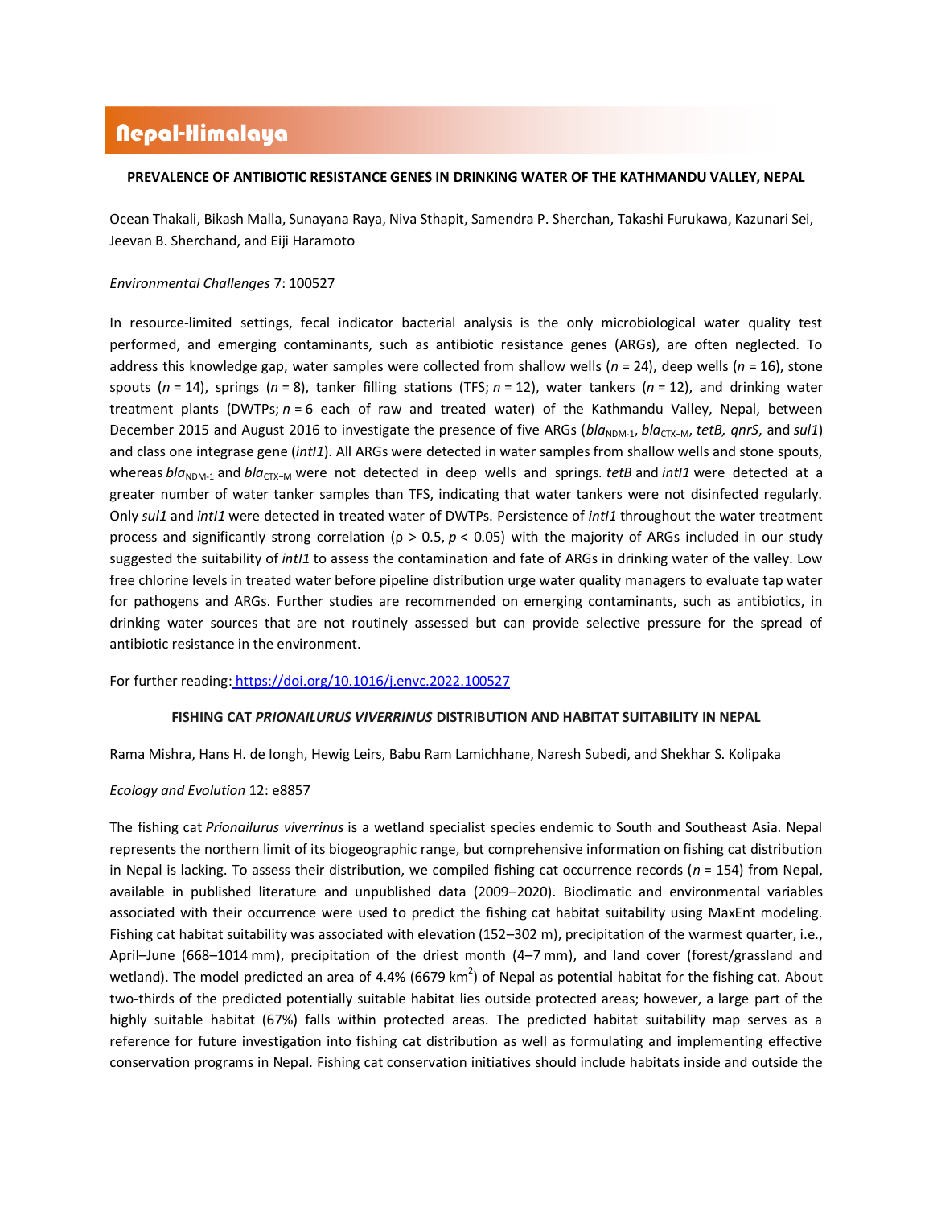# Nepal-Himalaya

**PREVALENCE OF ANTIBIOTIC RESISTANCE GENES IN DRINKING WATER OF THE KATHMANDU VALLEY, NEPAL**

Ocean Thakali, Bikash Malla, Sunayana Raya, Niva Sthapit, Samendra P. Sherchan, Takashi Furukawa, Kazunari Sei, Jeevan B. Sherchand, and Eiji Haramoto

*Environmental Challenges* 7: 100527

In resource-limited settings, fecal indicator bacterial analysis is the only microbiological water quality test performed, and emerging contaminants, such as antibiotic resistance genes (ARGs), are often neglected. To address this knowledge gap, water samples were collected from shallow wells ($n$ = 24), deep wells ($n$ = 16), stone spouts ($n$ = 14), springs ($n$ = 8), tanker filling stations (TFS; $n$ = 12), water tankers ($n$ = 12), and drinking water treatment plants (DWTPs; $n$ = 6 each of raw and treated water) of the Kathmandu Valley, Nepal, between December 2015 and August 2016 to investigate the presence of five ARGs ($bla_{NDM-1}$, $bla_{CTX-M}$, *tetB, qnrS*, and *sul1*) and class one integrase gene (*intI1*). All ARGs were detected in water samples from shallow wells and stone spouts, whereas $bla_{NDM-1}$ and $bla_{CTX-M}$ were not detected in deep wells and springs. *tetB* and *intI1* were detected at a greater number of water tanker samples than TFS, indicating that water tankers were not disinfected regularly. Only *sul1* and *intI1* were detected in treated water of DWTPs. Persistence of *intI1* throughout the water treatment process and significantly strong correlation ($\rho > 0.5$, $p < 0.05$) with the majority of ARGs included in our study suggested the suitability of *intI1* to assess the contamination and fate of ARGs in drinking water of the valley. Low free chlorine levels in treated water before pipeline distribution urge water quality managers to evaluate tap water for pathogens and ARGs. Further studies are recommended on emerging contaminants, such as antibiotics, in drinking water sources that are not routinely assessed but can provide selective pressure for the spread of antibiotic resistance in the environment.

For further reading: https://doi.org/10.1016/j.envc.2022.100527

**FISHING CAT *PRIONAILURUS VIVERRINUS* DISTRIBUTION AND HABITAT SUITABILITY IN NEPAL**

Rama Mishra, Hans H. de Iongh, Hewig Leirs, Babu Ram Lamichhane, Naresh Subedi, and Shekhar S. Kolipaka

*Ecology and Evolution* 12: e8857

The fishing cat *Prionailurus viverrinus* is a wetland specialist species endemic to South and Southeast Asia. Nepal represents the northern limit of its biogeographic range, but comprehensive information on fishing cat distribution in Nepal is lacking. To assess their distribution, we compiled fishing cat occurrence records ($n$ = 154) from Nepal, available in published literature and unpublished data (2009–2020). Bioclimatic and environmental variables associated with their occurrence were used to predict the fishing cat habitat suitability using MaxEnt modeling. Fishing cat habitat suitability was associated with elevation (152–302 m), precipitation of the warmest quarter, i.e., April–June (668–1014 mm), precipitation of the driest month (4–7 mm), and land cover (forest/grassland and wetland). The model predicted an area of 4.4% (6679 $km^2$) of Nepal as potential habitat for the fishing cat. About two-thirds of the predicted potentially suitable habitat lies outside protected areas; however, a large part of the highly suitable habitat (67%) falls within protected areas. The predicted habitat suitability map serves as a reference for future investigation into fishing cat distribution as well as formulating and implementing effective conservation programs in Nepal. Fishing cat conservation initiatives should include habitats inside and outside the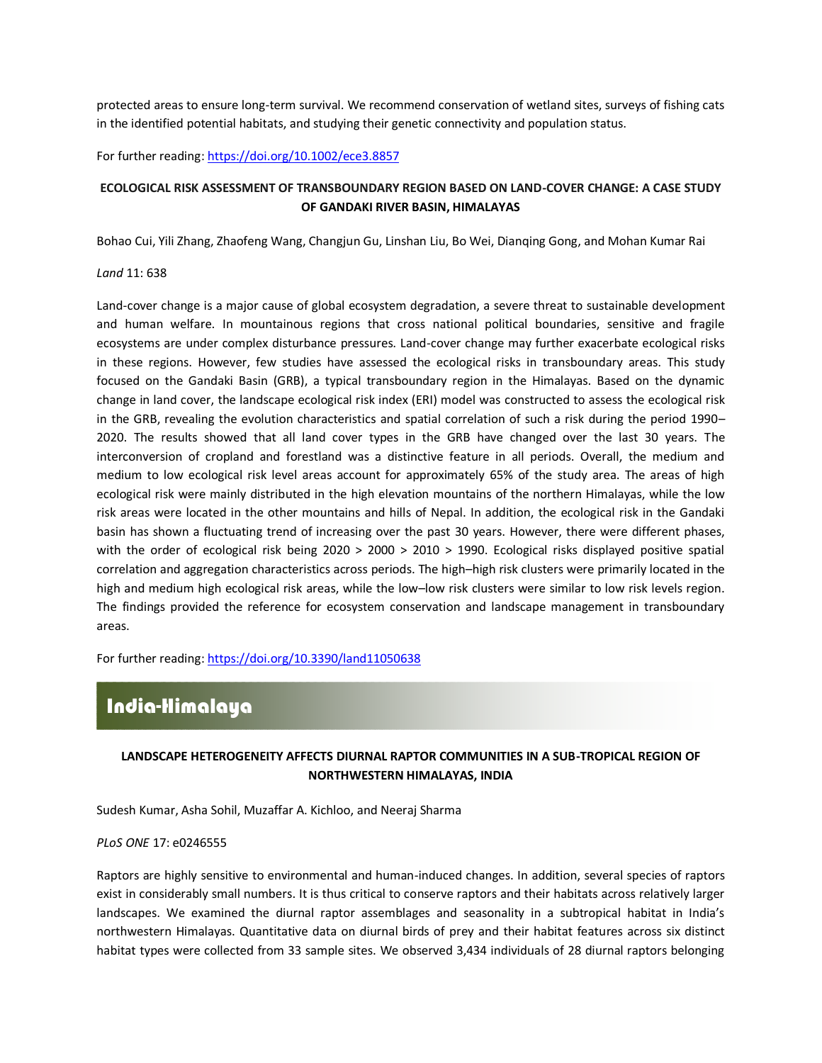protected areas to ensure long-term survival. We recommend conservation of wetland sites, surveys of fishing cats in the identified potential habitats, and studying their genetic connectivity and population status.

For further reading: https://doi.org/10.1002/ece3.8857

### ECOLOGICAL RISK ASSESSMENT OF TRANSBOUNDARY REGION BASED ON LAND-COVER CHANGE: A CASE STUDY OF GANDAKI RIVER BASIN, HIMALAYAS

Bohao Cui, Yili Zhang, Zhaofeng Wang, Changjun Gu, Linshan Liu, Bo Wei, Dianqing Gong, and Mohan Kumar Rai

*Land* 11: 638

Land-cover change is a major cause of global ecosystem degradation, a severe threat to sustainable development and human welfare. In mountainous regions that cross national political boundaries, sensitive and fragile ecosystems are under complex disturbance pressures. Land-cover change may further exacerbate ecological risks in these regions. However, few studies have assessed the ecological risks in transboundary areas. This study focused on the Gandaki Basin (GRB), a typical transboundary region in the Himalayas. Based on the dynamic change in land cover, the landscape ecological risk index (ERI) model was constructed to assess the ecological risk in the GRB, revealing the evolution characteristics and spatial correlation of such a risk during the period 1990–2020. The results showed that all land cover types in the GRB have changed over the last 30 years. The interconversion of cropland and forestland was a distinctive feature in all periods. Overall, the medium and medium to low ecological risk level areas account for approximately 65% of the study area. The areas of high ecological risk were mainly distributed in the high elevation mountains of the northern Himalayas, while the low risk areas were located in the other mountains and hills of Nepal. In addition, the ecological risk in the Gandaki basin has shown a fluctuating trend of increasing over the past 30 years. However, there were different phases, with the order of ecological risk being 2020 > 2000 > 2010 > 1990. Ecological risks displayed positive spatial correlation and aggregation characteristics across periods. The high–high risk clusters were primarily located in the high and medium high ecological risk areas, while the low–low risk clusters were similar to low risk levels region. The findings provided the reference for ecosystem conservation and landscape management in transboundary areas.

For further reading: https://doi.org/10.3390/land11050638

## India-Himalaya

### LANDSCAPE HETEROGENEITY AFFECTS DIURNAL RAPTOR COMMUNITIES IN A SUB-TROPICAL REGION OF NORTHWESTERN HIMALAYAS, INDIA

Sudesh Kumar, Asha Sohil, Muzaffar A. Kichloo, and Neeraj Sharma

*PLoS ONE* 17: e0246555

Raptors are highly sensitive to environmental and human-induced changes. In addition, several species of raptors exist in considerably small numbers. It is thus critical to conserve raptors and their habitats across relatively larger landscapes. We examined the diurnal raptor assemblages and seasonality in a subtropical habitat in India's northwestern Himalayas. Quantitative data on diurnal birds of prey and their habitat features across six distinct habitat types were collected from 33 sample sites. We observed 3,434 individuals of 28 diurnal raptors belonging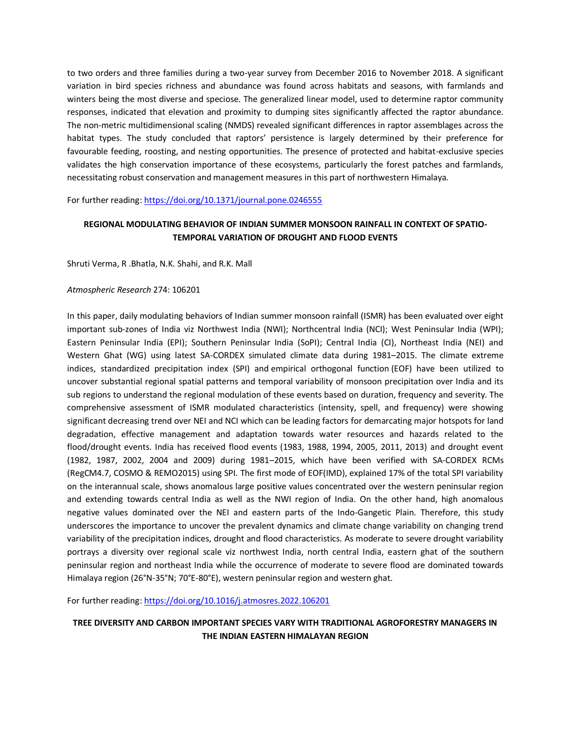to two orders and three families during a two-year survey from December 2016 to November 2018. A significant variation in bird species richness and abundance was found across habitats and seasons, with farmlands and winters being the most diverse and speciose. The generalized linear model, used to determine raptor community responses, indicated that elevation and proximity to dumping sites significantly affected the raptor abundance. The non-metric multidimensional scaling (NMDS) revealed significant differences in raptor assemblages across the habitat types. The study concluded that raptors' persistence is largely determined by their preference for favourable feeding, roosting, and nesting opportunities. The presence of protected and habitat-exclusive species validates the high conservation importance of these ecosystems, particularly the forest patches and farmlands, necessitating robust conservation and management measures in this part of northwestern Himalaya.

For further reading: https://doi.org/10.1371/journal.pone.0246555

## REGIONAL MODULATING BEHAVIOR OF INDIAN SUMMER MONSOON RAINFALL IN CONTEXT OF SPATIO-TEMPORAL VARIATION OF DROUGHT AND FLOOD EVENTS

Shruti Verma, R .Bhatla, N.K. Shahi, and R.K. Mall

*Atmospheric Research* 274: 106201

In this paper, daily modulating behaviors of Indian summer monsoon rainfall (ISMR) has been evaluated over eight important sub-zones of India viz Northwest India (NWI); Northcentral India (NCI); West Peninsular India (WPI); Eastern Peninsular India (EPI); Southern Peninsular India (SoPI); Central India (CI), Northeast India (NEI) and Western Ghat (WG) using latest SA-CORDEX simulated climate data during 1981–2015. The climate extreme indices, standardized precipitation index (SPI) and empirical orthogonal function (EOF) have been utilized to uncover substantial regional spatial patterns and temporal variability of monsoon precipitation over India and its sub regions to understand the regional modulation of these events based on duration, frequency and severity. The comprehensive assessment of ISMR modulated characteristics (intensity, spell, and frequency) were showing significant decreasing trend over NEI and NCI which can be leading factors for demarcating major hotspots for land degradation, effective management and adaptation towards water resources and hazards related to the flood/drought events. India has received flood events (1983, 1988, 1994, 2005, 2011, 2013) and drought event (1982, 1987, 2002, 2004 and 2009) during 1981–2015, which have been verified with SA-CORDEX RCMs (RegCM4.7, COSMO & REMO2015) using SPI. The first mode of EOF(IMD), explained 17% of the total SPI variability on the interannual scale, shows anomalous large positive values concentrated over the western peninsular region and extending towards central India as well as the NWI region of India. On the other hand, high anomalous negative values dominated over the NEI and eastern parts of the Indo-Gangetic Plain. Therefore, this study underscores the importance to uncover the prevalent dynamics and climate change variability on changing trend variability of the precipitation indices, drought and flood characteristics. As moderate to severe drought variability portrays a diversity over regional scale viz northwest India, north central India, eastern ghat of the southern peninsular region and northeast India while the occurrence of moderate to severe flood are dominated towards Himalaya region (26°N-35°N; 70°E-80°E), western peninsular region and western ghat.

For further reading: https://doi.org/10.1016/j.atmosres.2022.106201

## TREE DIVERSITY AND CARBON IMPORTANT SPECIES VARY WITH TRADITIONAL AGROFORESTRY MANAGERS IN THE INDIAN EASTERN HIMALAYAN REGION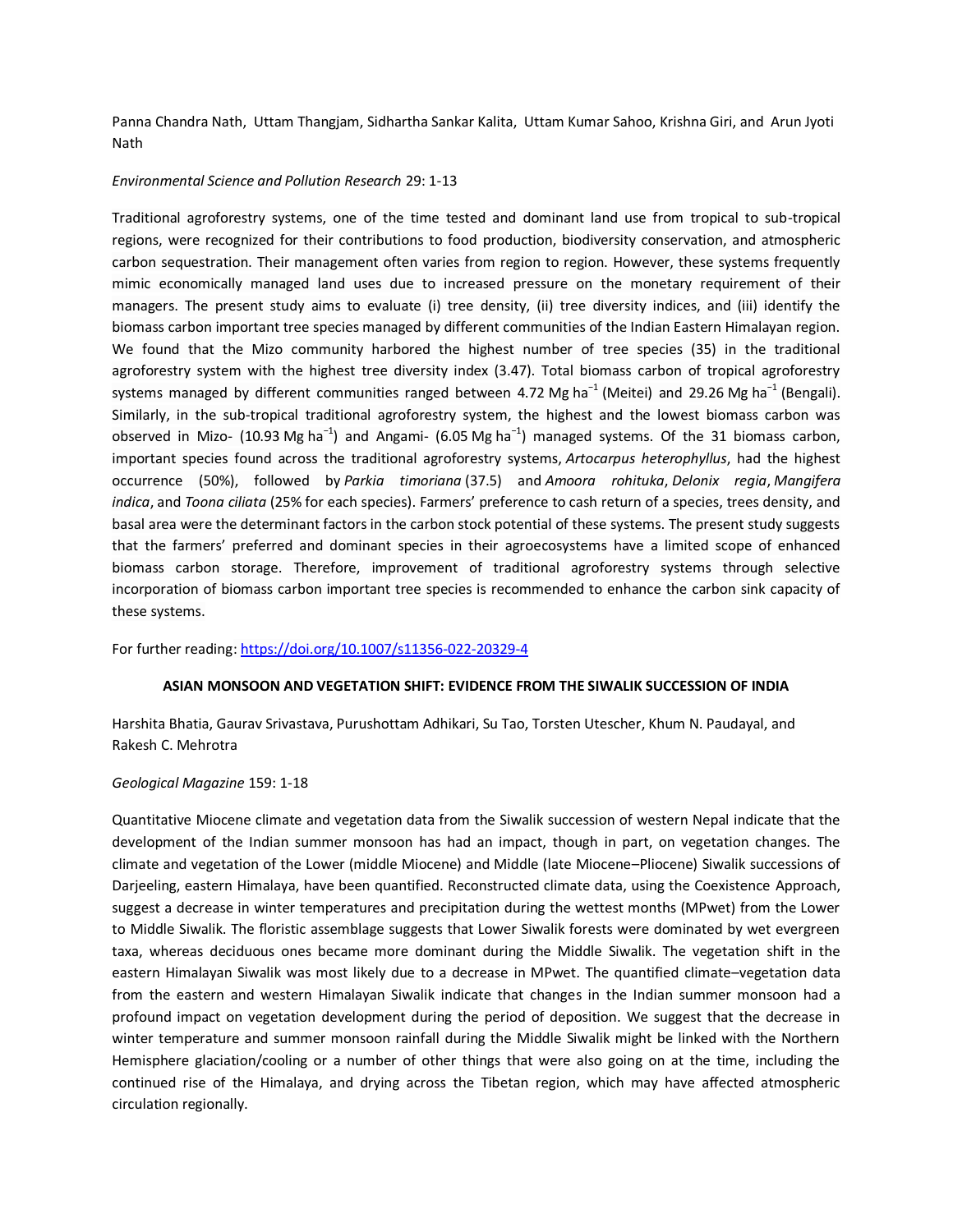Panna Chandra Nath, Uttam Thangjam, Sidhartha Sankar Kalita, Uttam Kumar Sahoo, Krishna Giri, and Arun Jyoti Nath

*Environmental Science and Pollution Research* 29: 1-13

Traditional agroforestry systems, one of the time tested and dominant land use from tropical to sub-tropical regions, were recognized for their contributions to food production, biodiversity conservation, and atmospheric carbon sequestration. Their management often varies from region to region. However, these systems frequently mimic economically managed land uses due to increased pressure on the monetary requirement of their managers. The present study aims to evaluate (i) tree density, (ii) tree diversity indices, and (iii) identify the biomass carbon important tree species managed by different communities of the Indian Eastern Himalayan region. We found that the Mizo community harbored the highest number of tree species (35) in the traditional agroforestry system with the highest tree diversity index (3.47). Total biomass carbon of tropical agroforestry systems managed by different communities ranged between 4.72 Mg ha$^{-1}$ (Meitei) and 29.26 Mg ha$^{-1}$ (Bengali). Similarly, in the sub-tropical traditional agroforestry system, the highest and the lowest biomass carbon was observed in Mizo- (10.93 Mg ha$^{-1}$) and Angami- (6.05 Mg ha$^{-1}$) managed systems. Of the 31 biomass carbon, important species found across the traditional agroforestry systems, *Artocarpus heterophyllus*, had the highest occurrence (50%), followed by *Parkia timoriana* (37.5) and *Amoora rohituka*, *Delonix regia*, *Mangifera indica*, and *Toona ciliata* (25% for each species). Farmers' preference to cash return of a species, trees density, and basal area were the determinant factors in the carbon stock potential of these systems. The present study suggests that the farmers' preferred and dominant species in their agroecosystems have a limited scope of enhanced biomass carbon storage. Therefore, improvement of traditional agroforestry systems through selective incorporation of biomass carbon important tree species is recommended to enhance the carbon sink capacity of these systems.

For further reading: https://doi.org/10.1007/s11356-022-20329-4

### ASIAN MONSOON AND VEGETATION SHIFT: EVIDENCE FROM THE SIWALIK SUCCESSION OF INDIA

Harshita Bhatia, Gaurav Srivastava, Purushottam Adhikari, Su Tao, Torsten Utescher, Khum N. Paudayal, and Rakesh C. Mehrotra

*Geological Magazine* 159: 1-18

Quantitative Miocene climate and vegetation data from the Siwalik succession of western Nepal indicate that the development of the Indian summer monsoon has had an impact, though in part, on vegetation changes. The climate and vegetation of the Lower (middle Miocene) and Middle (late Miocene–Pliocene) Siwalik successions of Darjeeling, eastern Himalaya, have been quantified. Reconstructed climate data, using the Coexistence Approach, suggest a decrease in winter temperatures and precipitation during the wettest months (MPwet) from the Lower to Middle Siwalik. The floristic assemblage suggests that Lower Siwalik forests were dominated by wet evergreen taxa, whereas deciduous ones became more dominant during the Middle Siwalik. The vegetation shift in the eastern Himalayan Siwalik was most likely due to a decrease in MPwet. The quantified climate–vegetation data from the eastern and western Himalayan Siwalik indicate that changes in the Indian summer monsoon had a profound impact on vegetation development during the period of deposition. We suggest that the decrease in winter temperature and summer monsoon rainfall during the Middle Siwalik might be linked with the Northern Hemisphere glaciation/cooling or a number of other things that were also going on at the time, including the continued rise of the Himalaya, and drying across the Tibetan region, which may have affected atmospheric circulation regionally.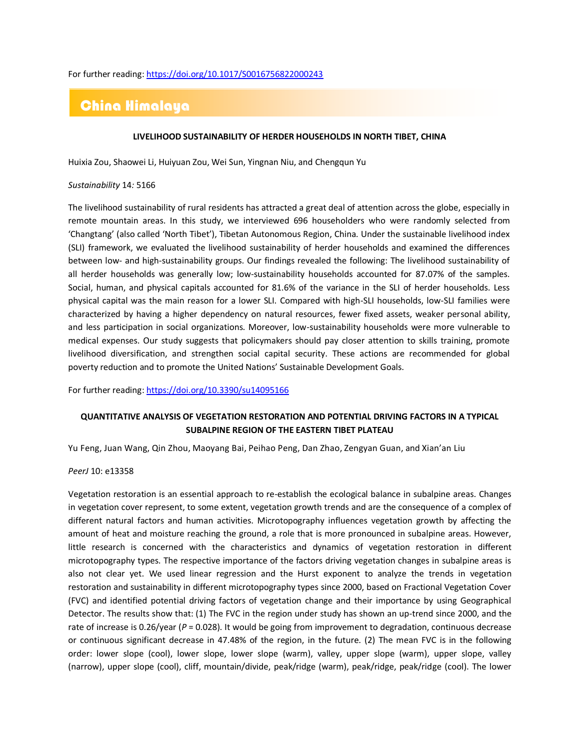For further reading: https://doi.org/10.1017/S0016756822000243

## China Himalaya

### LIVELIHOOD SUSTAINABILITY OF HERDER HOUSEHOLDS IN NORTH TIBET, CHINA

Huixia Zou, Shaowei Li, Huiyuan Zou, Wei Sun, Yingnan Niu, and Chengqun Yu

*Sustainability* 14*:* 5166

The livelihood sustainability of rural residents has attracted a great deal of attention across the globe, especially in remote mountain areas. In this study, we interviewed 696 householders who were randomly selected from 'Changtang' (also called 'North Tibet'), Tibetan Autonomous Region, China. Under the sustainable livelihood index (SLI) framework, we evaluated the livelihood sustainability of herder households and examined the differences between low- and high-sustainability groups. Our findings revealed the following: The livelihood sustainability of all herder households was generally low; low-sustainability households accounted for 87.07% of the samples. Social, human, and physical capitals accounted for 81.6% of the variance in the SLI of herder households. Less physical capital was the main reason for a lower SLI. Compared with high-SLI households, low-SLI families were characterized by having a higher dependency on natural resources, fewer fixed assets, weaker personal ability, and less participation in social organizations. Moreover, low-sustainability households were more vulnerable to medical expenses. Our study suggests that policymakers should pay closer attention to skills training, promote livelihood diversification, and strengthen social capital security. These actions are recommended for global poverty reduction and to promote the United Nations' Sustainable Development Goals.

For further reading: https://doi.org/10.3390/su14095166

### QUANTITATIVE ANALYSIS OF VEGETATION RESTORATION AND POTENTIAL DRIVING FACTORS IN A TYPICAL SUBALPINE REGION OF THE EASTERN TIBET PLATEAU

Yu Feng, Juan Wang, Qin Zhou, Maoyang Bai, Peihao Peng, Dan Zhao, Zengyan Guan, and Xian'an Liu

*PeerJ* 10: e13358

Vegetation restoration is an essential approach to re-establish the ecological balance in subalpine areas. Changes in vegetation cover represent, to some extent, vegetation growth trends and are the consequence of a complex of different natural factors and human activities. Microtopography influences vegetation growth by affecting the amount of heat and moisture reaching the ground, a role that is more pronounced in subalpine areas. However, little research is concerned with the characteristics and dynamics of vegetation restoration in different microtopography types. The respective importance of the factors driving vegetation changes in subalpine areas is also not clear yet. We used linear regression and the Hurst exponent to analyze the trends in vegetation restoration and sustainability in different microtopography types since 2000, based on Fractional Vegetation Cover (FVC) and identified potential driving factors of vegetation change and their importance by using Geographical Detector. The results show that: (1) The FVC in the region under study has shown an up-trend since 2000, and the rate of increase is 0.26/year ($P = 0.028$). It would be going from improvement to degradation, continuous decrease or continuous significant decrease in 47.48% of the region, in the future. (2) The mean FVC is in the following order: lower slope (cool), lower slope, lower slope (warm), valley, upper slope (warm), upper slope, valley (narrow), upper slope (cool), cliff, mountain/divide, peak/ridge (warm), peak/ridge, peak/ridge (cool). The lower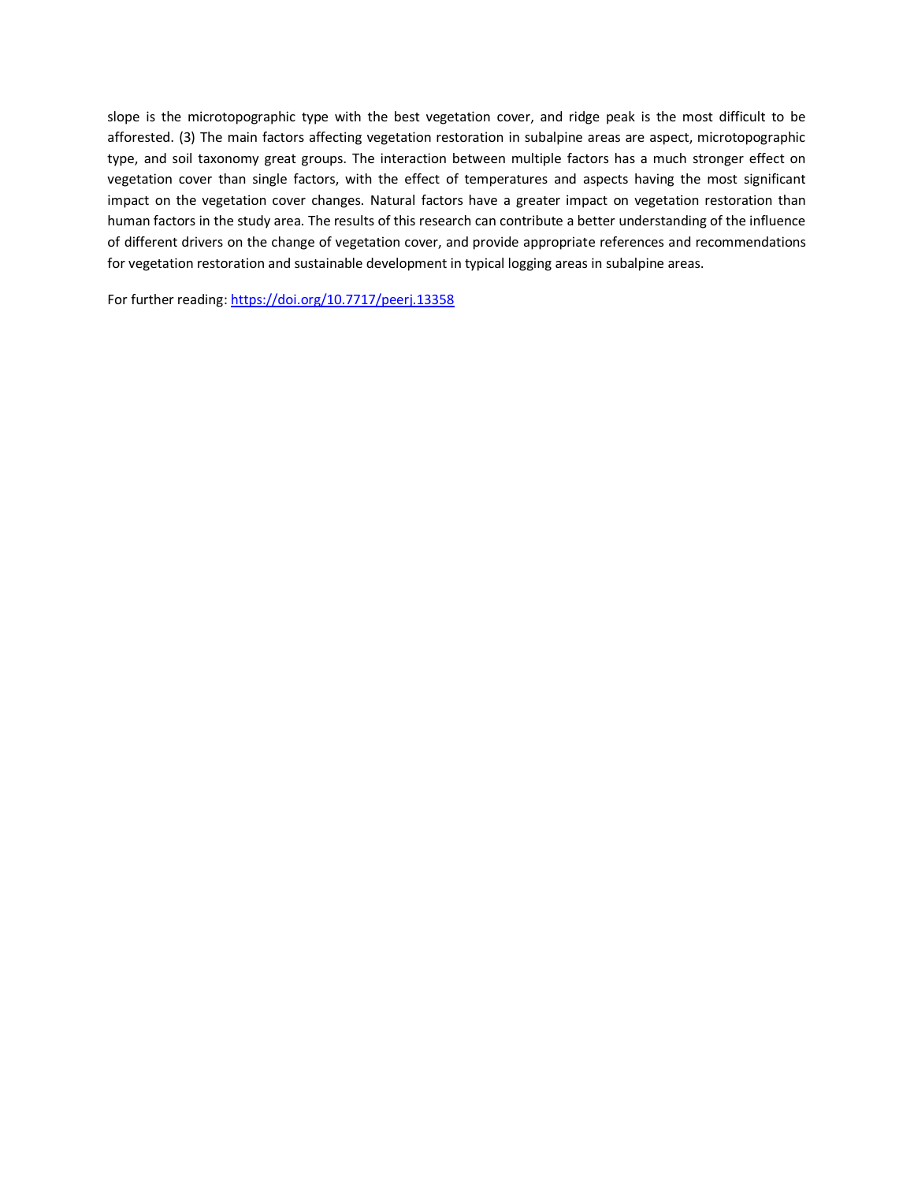slope is the microtopographic type with the best vegetation cover, and ridge peak is the most difficult to be afforested. (3) The main factors affecting vegetation restoration in subalpine areas are aspect, microtopographic type, and soil taxonomy great groups. The interaction between multiple factors has a much stronger effect on vegetation cover than single factors, with the effect of temperatures and aspects having the most significant impact on the vegetation cover changes. Natural factors have a greater impact on vegetation restoration than human factors in the study area. The results of this research can contribute a better understanding of the influence of different drivers on the change of vegetation cover, and provide appropriate references and recommendations for vegetation restoration and sustainable development in typical logging areas in subalpine areas.

For further reading: [https://doi.org/10.7717/peerj.13358](https://doi.org/10.7717/peerj.13358)